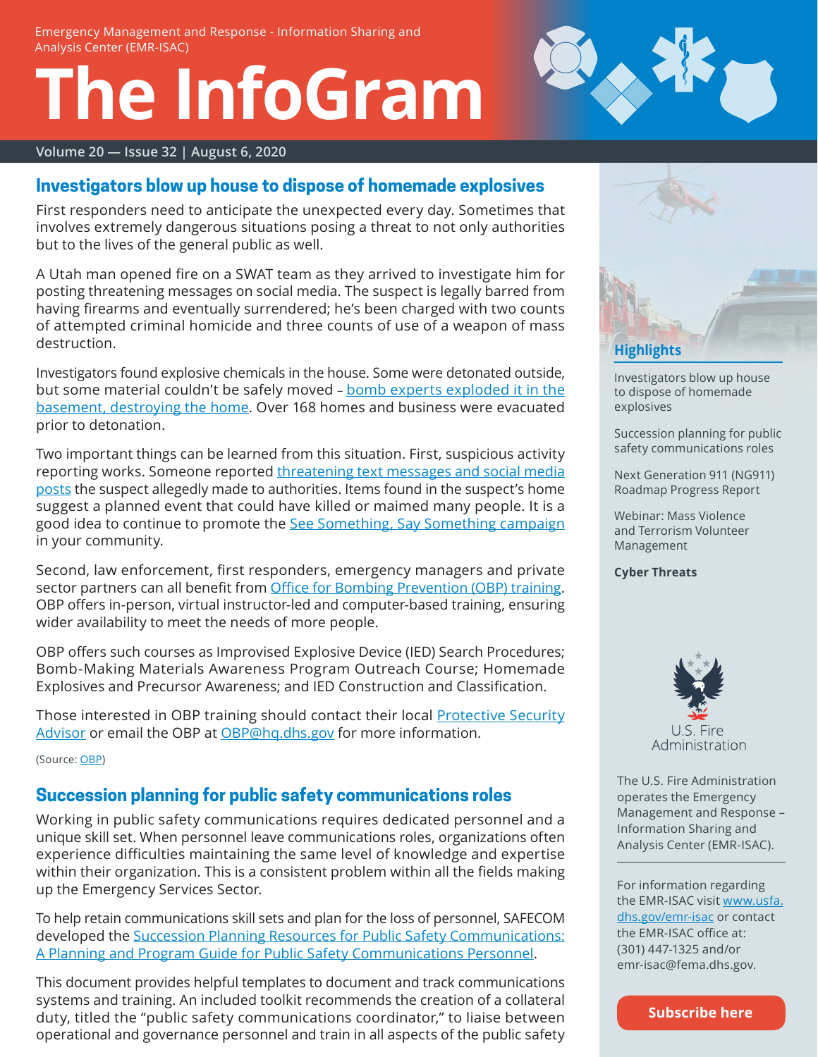Emergency Management and Response - Information Sharing and Analysis Center (EMR-ISAC)

# The InfoGram

Volume 20 — Issue 32 | August 6, 2020

## Investigators blow up house to dispose of homemade explosives

First responders need to anticipate the unexpected every day. Sometimes that involves extremely dangerous situations posing a threat to not only authorities but to the lives of the general public as well.

A Utah man opened fire on a SWAT team as they arrived to investigate him for posting threatening messages on social media. The suspect is legally barred from having firearms and eventually surrendered; he's been charged with two counts of attempted criminal homicide and three counts of use of a weapon of mass destruction.

Investigators found explosive chemicals in the house. Some were detonated outside, but some material couldn't be safely moved – bomb experts exploded it in the basement, destroying the home. Over 168 homes and business were evacuated prior to detonation.

Two important things can be learned from this situation. First, suspicious activity reporting works. Someone reported threatening text messages and social media posts the suspect allegedly made to authorities. Items found in the suspect's home suggest a planned event that could have killed or maimed many people. It is a good idea to continue to promote the See Something, Say Something campaign in your community.

Second, law enforcement, first responders, emergency managers and private sector partners can all benefit from Office for Bombing Prevention (OBP) training. OBP offers in-person, virtual instructor-led and computer-based training, ensuring wider availability to meet the needs of more people.

OBP offers such courses as Improvised Explosive Device (IED) Search Procedures; Bomb-Making Materials Awareness Program Outreach Course; Homemade Explosives and Precursor Awareness; and IED Construction and Classification.

Those interested in OBP training should contact their local Protective Security Advisor or email the OBP at OBP@hq.dhs.gov for more information.

(Source: OBP)

## Succession planning for public safety communications roles

Working in public safety communications requires dedicated personnel and a unique skill set. When personnel leave communications roles, organizations often experience difficulties maintaining the same level of knowledge and expertise within their organization. This is a consistent problem within all the fields making up the Emergency Services Sector.

To help retain communications skill sets and plan for the loss of personnel, SAFECOM developed the Succession Planning Resources for Public Safety Communications: A Planning and Program Guide for Public Safety Communications Personnel.

This document provides helpful templates to document and track communications systems and training. An included toolkit recommends the creation of a collateral duty, titled the "public safety communications coordinator," to liaise between operational and governance personnel and train in all aspects of the public safety

### Highlights

Investigators blow up house to dispose of homemade explosives

Succession planning for public safety communications roles

Next Generation 911 (NG911) Roadmap Progress Report

Webinar: Mass Violence and Terrorism Volunteer Management

**Cyber Threats**

U.S. Fire Administration

The U.S. Fire Administration operates the Emergency Management and Response – Information Sharing and Analysis Center (EMR-ISAC).

For information regarding the EMR-ISAC visit www.usfa.dhs.gov/emr-isac or contact the EMR-ISAC office at: (301) 447-1325 and/or emr-isac@fema.dhs.gov.

Subscribe here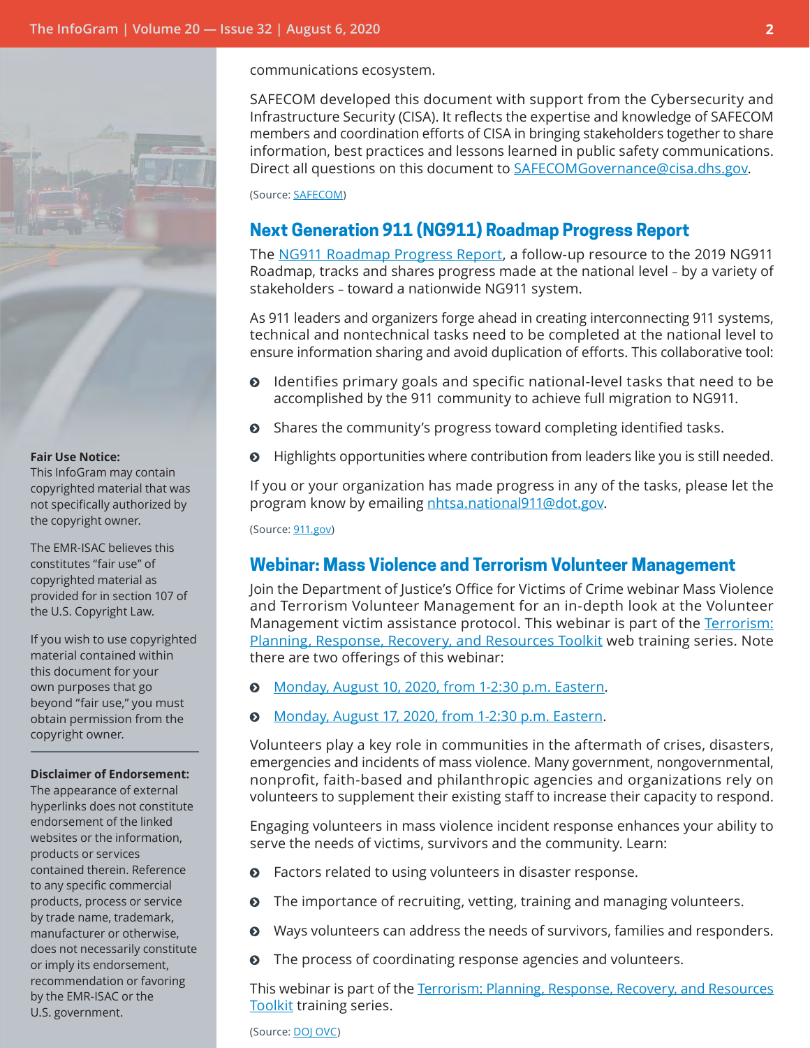communications ecosystem.

SAFECOM developed this document with support from the Cybersecurity and Infrastructure Security (CISA). It reflects the expertise and knowledge of SAFECOM members and coordination efforts of CISA in bringing stakeholders together to share information, best practices and lessons learned in public safety communications. Direct all questions on this document to SAFECOMGovernance@cisa.dhs.gov.

(Source: SAFECOM)

## Next Generation 911 (NG911) Roadmap Progress Report

The NG911 Roadmap Progress Report, a follow-up resource to the 2019 NG911 Roadmap, tracks and shares progress made at the national level – by a variety of stakeholders – toward a nationwide NG911 system.

As 911 leaders and organizers forge ahead in creating interconnecting 911 systems, technical and nontechnical tasks need to be completed at the national level to ensure information sharing and avoid duplication of efforts. This collaborative tool:

- Identifies primary goals and specific national-level tasks that need to be accomplished by the 911 community to achieve full migration to NG911.
- Shares the community's progress toward completing identified tasks.
- Highlights opportunities where contribution from leaders like you is still needed.

If you or your organization has made progress in any of the tasks, please let the program know by emailing nhtsa.national911@dot.gov.

(Source: 911.gov)

## Webinar: Mass Violence and Terrorism Volunteer Management

Join the Department of Justice's Office for Victims of Crime webinar Mass Violence and Terrorism Volunteer Management for an in-depth look at the Volunteer Management victim assistance protocol. This webinar is part of the Terrorism: Planning, Response, Recovery, and Resources Toolkit web training series. Note there are two offerings of this webinar:

- Monday, August 10, 2020, from 1-2:30 p.m. Eastern.
- Monday, August 17, 2020, from 1-2:30 p.m. Eastern.

Volunteers play a key role in communities in the aftermath of crises, disasters, emergencies and incidents of mass violence. Many government, nongovernmental, nonprofit, faith-based and philanthropic agencies and organizations rely on volunteers to supplement their existing staff to increase their capacity to respond.

Engaging volunteers in mass violence incident response enhances your ability to serve the needs of victims, survivors and the community. Learn:

- Factors related to using volunteers in disaster response.
- The importance of recruiting, vetting, training and managing volunteers.
- Ways volunteers can address the needs of survivors, families and responders.
- The process of coordinating response agencies and volunteers.

This webinar is part of the Terrorism: Planning, Response, Recovery, and Resources Toolkit training series.

(Source: DOJ OVC)

**Fair Use Notice:**
This InfoGram may contain copyrighted material that was not specifically authorized by the copyright owner.

The EMR-ISAC believes this constitutes "fair use" of copyrighted material as provided for in section 107 of the U.S. Copyright Law.

If you wish to use copyrighted material contained within this document for your own purposes that go beyond "fair use," you must obtain permission from the copyright owner.

**Disclaimer of Endorsement:**
The appearance of external hyperlinks does not constitute endorsement of the linked websites or the information, products or services contained therein. Reference to any specific commercial products, process or service by trade name, trademark, manufacturer or otherwise, does not necessarily constitute or imply its endorsement, recommendation or favoring by the EMR-ISAC or the U.S. government.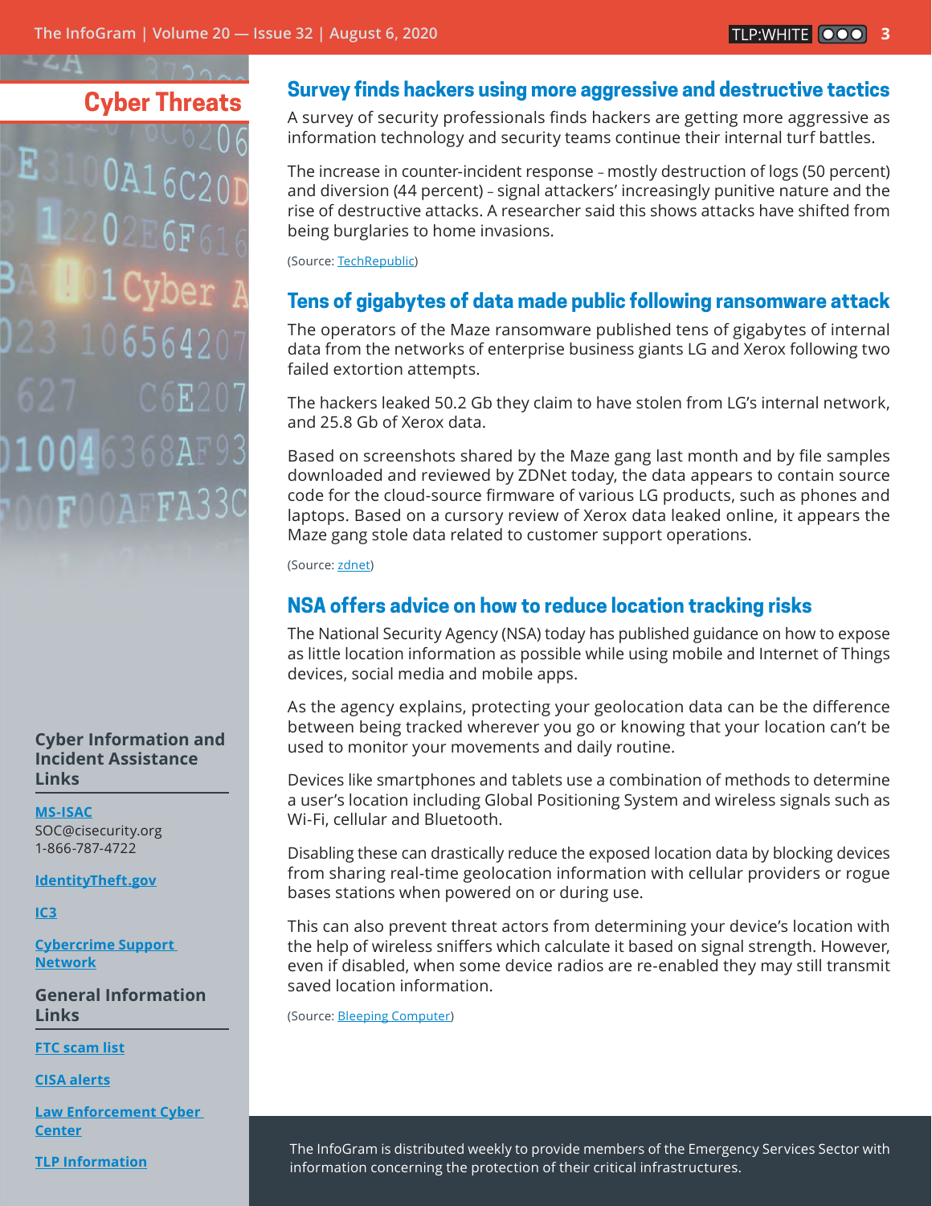# Cyber Threats

## Survey finds hackers using more aggressive and destructive tactics

A survey of security professionals finds hackers are getting more aggressive as information technology and security teams continue their internal turf battles.

The increase in counter-incident response – mostly destruction of logs (50 percent) and diversion (44 percent) – signal attackers' increasingly punitive nature and the rise of destructive attacks. A researcher said this shows attacks have shifted from being burglaries to home invasions.

(Source: [TechRepublic])

## Tens of gigabytes of data made public following ransomware attack

The operators of the Maze ransomware published tens of gigabytes of internal data from the networks of enterprise business giants LG and Xerox following two failed extortion attempts.

The hackers leaked 50.2 Gb they claim to have stolen from LG's internal network, and 25.8 Gb of Xerox data.

Based on screenshots shared by the Maze gang last month and by file samples downloaded and reviewed by ZDNet today, the data appears to contain source code for the cloud-source firmware of various LG products, such as phones and laptops. Based on a cursory review of Xerox data leaked online, it appears the Maze gang stole data related to customer support operations.

(Source: [zdnet])

## NSA offers advice on how to reduce location tracking risks

The National Security Agency (NSA) today has published guidance on how to expose as little location information as possible while using mobile and Internet of Things devices, social media and mobile apps.

As the agency explains, protecting your geolocation data can be the difference between being tracked wherever you go or knowing that your location can't be used to monitor your movements and daily routine.

Devices like smartphones and tablets use a combination of methods to determine a user's location including Global Positioning System and wireless signals such as Wi-Fi, cellular and Bluetooth.

Disabling these can drastically reduce the exposed location data by blocking devices from sharing real-time geolocation information with cellular providers or rogue bases stations when powered on or during use.

This can also prevent threat actors from determining your device's location with the help of wireless sniffers which calculate it based on signal strength. However, even if disabled, when some device radios are re-enabled they may still transmit saved location information.

(Source: [Bleeping Computer])

### Cyber Information and Incident Assistance Links

[MS-ISAC]
SOC@cisecurity.org
1-866-787-4722

[IdentityTheft.gov]

[IC3]

[Cybercrime Support Network]

### General Information Links

[FTC scam list]

[CISA alerts]

[Law Enforcement Cyber Center]

[TLP Information]

The InfoGram is distributed weekly to provide members of the Emergency Services Sector with information concerning the protection of their critical infrastructures.